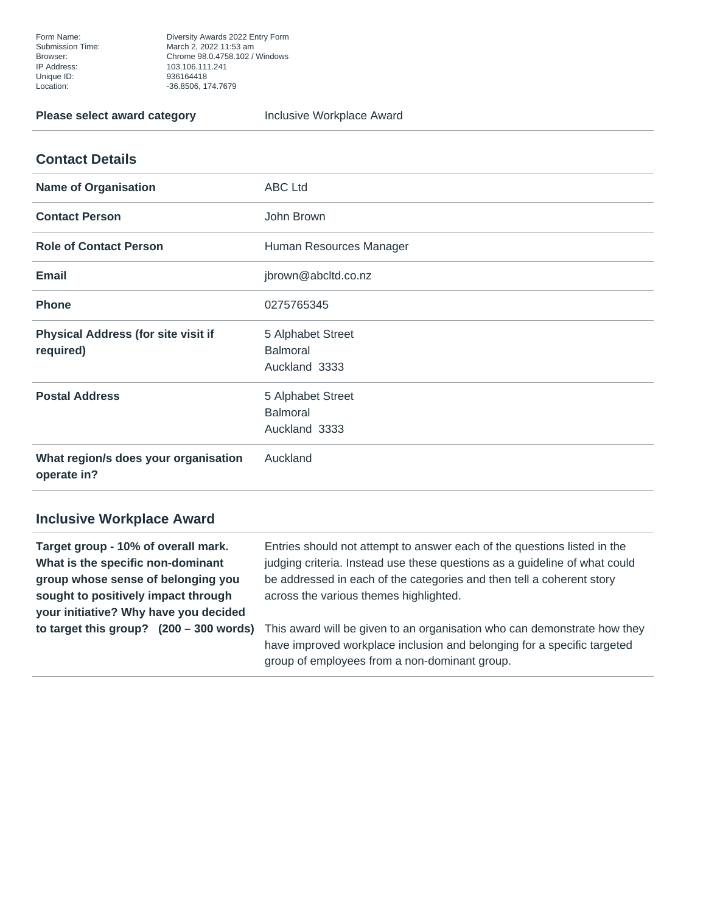| | |
|---|---|
| Form Name: | Diversity Awards 2022 Entry Form |
| Submission Time: | March 2, 2022 11:53 am |
| Browser: | Chrome 98.0.4758.102 / Windows |
| IP Address: | 103.106.111.241 |
| Unique ID: | 936164418 |
| Location: | -36.8506, 174.7679 |

| | |
|---|---|
| **Please select award category** | Inclusive Workplace Award |

## Contact Details

| | |
|---|---|
| **Name of Organisation** | ABC Ltd |
| **Contact Person** | John Brown |
| **Role of Contact Person** | Human Resources Manager |
| **Email** | jbrown@abcltd.co.nz |
| **Phone** | 0275765345 |
| **Physical Address (for site visit if required)** | 5 Alphabet Street<br>Balmoral<br>Auckland  3333 |
| **Postal Address** | 5 Alphabet Street<br>Balmoral<br>Auckland  3333 |
| **What region/s does your organisation operate in?** | Auckland |

## Inclusive Workplace Award

| | |
|---|---|
| **Target group - 10% of overall mark. What is the specific non-dominant group whose sense of belonging you sought to positively impact through your initiative? Why have you decided to target this group?   (200 – 300 words)** | Entries should not attempt to answer each of the questions listed in the judging criteria. Instead use these questions as a guideline of what could be addressed in each of the categories and then tell a coherent story across the various themes highlighted.<br><br>This award will be given to an organisation who can demonstrate how they have improved workplace inclusion and belonging for a specific targeted group of employees from a non-dominant group. |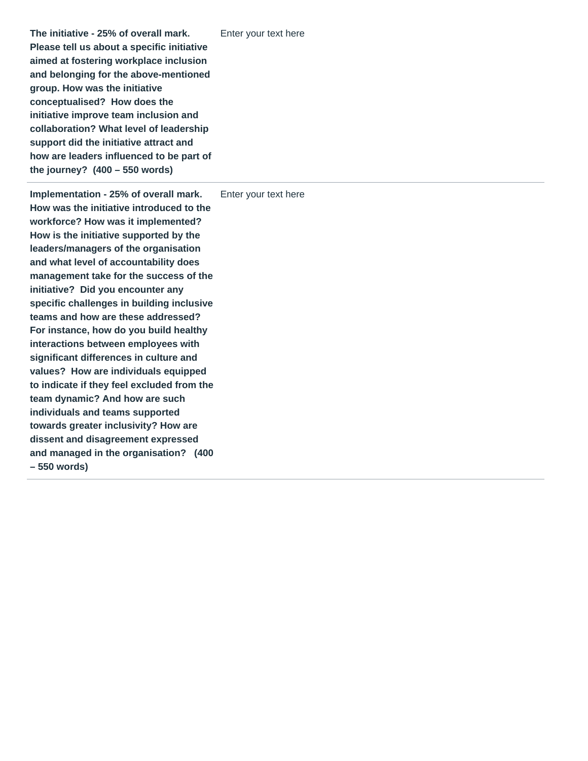| | |
|---|---|
| **The initiative - 25% of overall mark. Please tell us about a specific initiative aimed at fostering workplace inclusion and belonging for the above-mentioned group. How was the initiative conceptualised? How does the initiative improve team inclusion and collaboration? What level of leadership support did the initiative attract and how are leaders influenced to be part of the journey? (400 – 550 words)** | Enter your text here |
| **Implementation - 25% of overall mark. How was the initiative introduced to the workforce? How was it implemented? How is the initiative supported by the leaders/managers of the organisation and what level of accountability does management take for the success of the initiative? Did you encounter any specific challenges in building inclusive teams and how are these addressed? For instance, how do you build healthy interactions between employees with significant differences in culture and values? How are individuals equipped to indicate if they feel excluded from the team dynamic? And how are such individuals and teams supported towards greater inclusivity? How are dissent and disagreement expressed and managed in the organisation? (400 – 550 words)** | Enter your text here |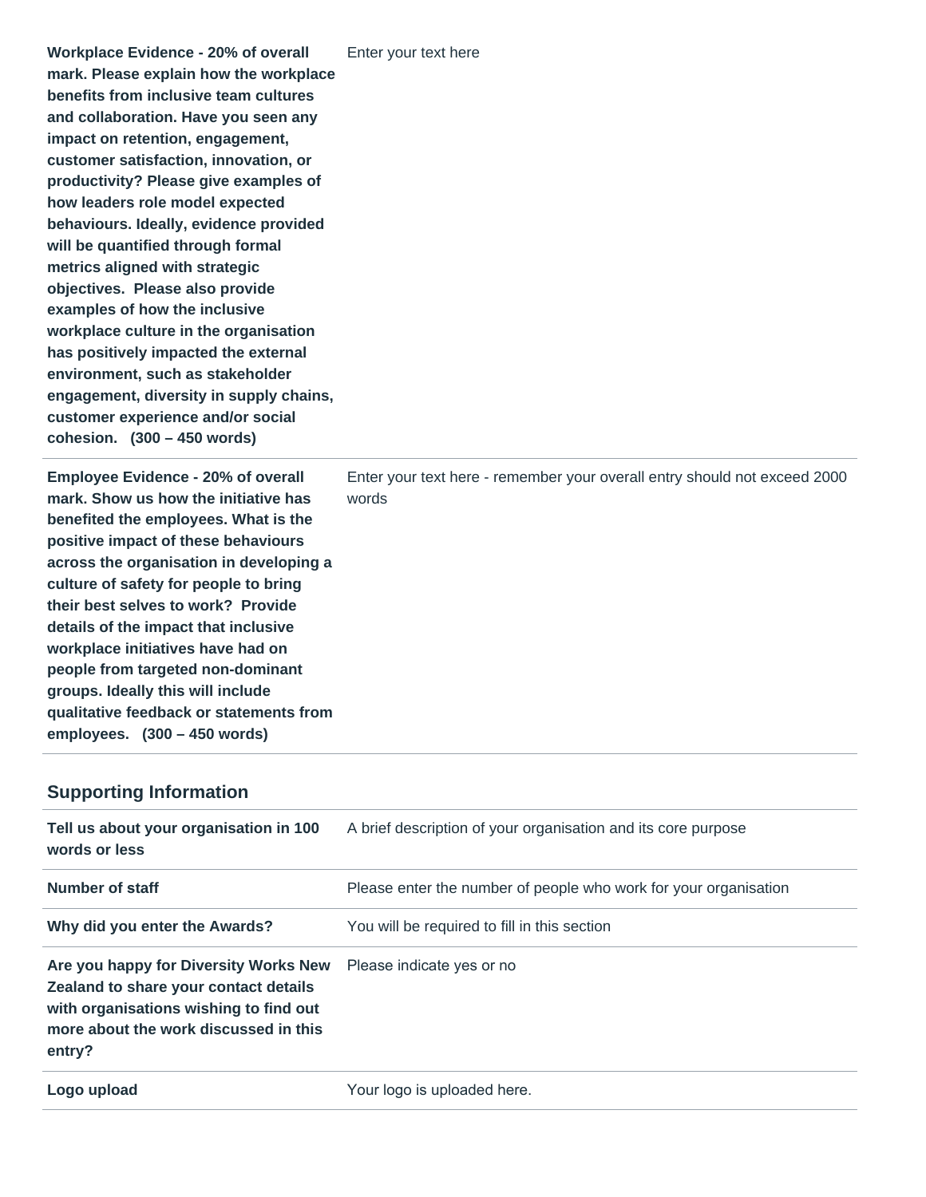| | |
|---|---|
| **Workplace Evidence - 20% of overall mark. Please explain how the workplace benefits from inclusive team cultures and collaboration. Have you seen any impact on retention, engagement, customer satisfaction, innovation, or productivity? Please give examples of how leaders role model expected behaviours. Ideally, evidence provided will be quantified through formal metrics aligned with strategic objectives. Please also provide examples of how the inclusive workplace culture in the organisation has positively impacted the external environment, such as stakeholder engagement, diversity in supply chains, customer experience and/or social cohesion. (300 – 450 words)** | Enter your text here |
| **Employee Evidence - 20% of overall mark. Show us how the initiative has benefited the employees. What is the positive impact of these behaviours across the organisation in developing a culture of safety for people to bring their best selves to work? Provide details of the impact that inclusive workplace initiatives have had on people from targeted non-dominant groups. Ideally this will include qualitative feedback or statements from employees. (300 – 450 words)** | Enter your text here - remember your overall entry should not exceed 2000 words |

## Supporting Information

| | |
|---|---|
| **Tell us about your organisation in 100 words or less** | A brief description of your organisation and its core purpose |
| **Number of staff** | Please enter the number of people who work for your organisation |
| **Why did you enter the Awards?** | You will be required to fill in this section |
| **Are you happy for Diversity Works New Zealand to share your contact details with organisations wishing to find out more about the work discussed in this entry?** | Please indicate yes or no |
| **Logo upload** | Your logo is uploaded here. |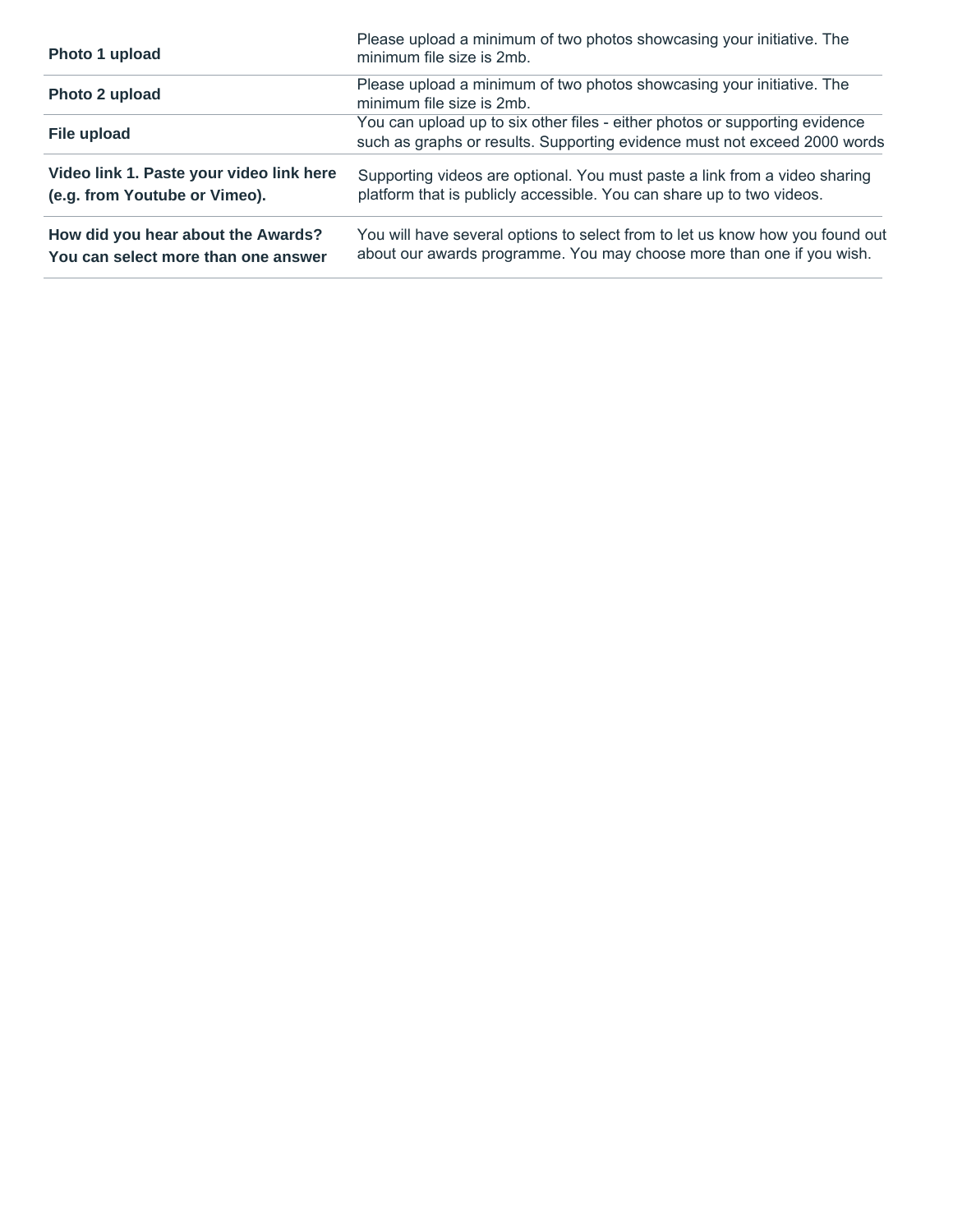| | |
|---|---|
| **Photo 1 upload** | Please upload a minimum of two photos showcasing your initiative. The minimum file size is 2mb. |
| **Photo 2 upload** | Please upload a minimum of two photos showcasing your initiative. The minimum file size is 2mb. |
| **File upload** | You can upload up to six other files - either photos or supporting evidence such as graphs or results. Supporting evidence must not exceed 2000 words |
| **Video link 1. Paste your video link here (e.g. from Youtube or Vimeo).** | Supporting videos are optional. You must paste a link from a video sharing platform that is publicly accessible. You can share up to two videos. |
| **How did you hear about the Awards? You can select more than one answer** | You will have several options to select from to let us know how you found out about our awards programme. You may choose more than one if you wish. |